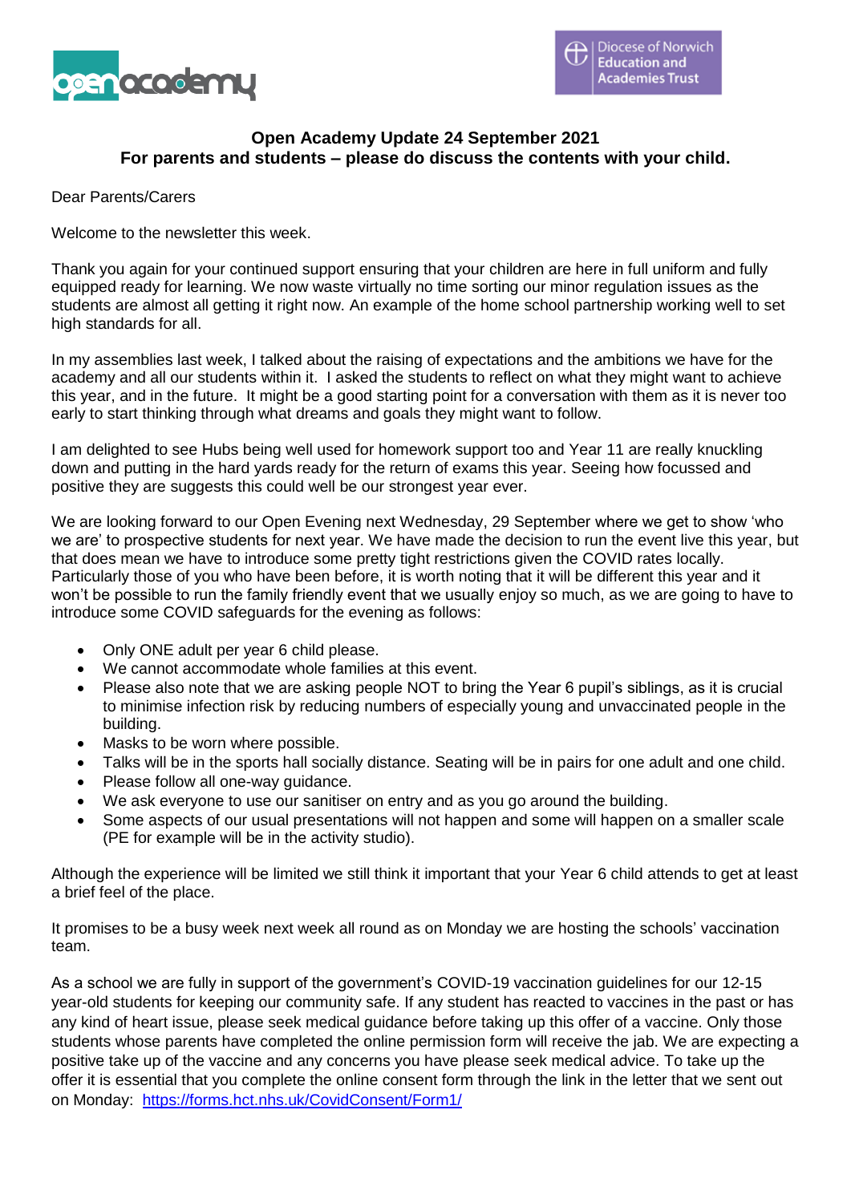open academy

Diocese of Norwich Education and Academies Trust

**Open Academy Update 24 September 2021**
**For parents and students – please do discuss the contents with your child.**

Dear Parents/Carers

Welcome to the newsletter this week.

Thank you again for your continued support ensuring that your children are here in full uniform and fully equipped ready for learning. We now waste virtually no time sorting our minor regulation issues as the students are almost all getting it right now. An example of the home school partnership working well to set high standards for all.

In my assemblies last week, I talked about the raising of expectations and the ambitions we have for the academy and all our students within it. I asked the students to reflect on what they might want to achieve this year, and in the future. It might be a good starting point for a conversation with them as it is never too early to start thinking through what dreams and goals they might want to follow.

I am delighted to see Hubs being well used for homework support too and Year 11 are really knuckling down and putting in the hard yards ready for the return of exams this year. Seeing how focussed and positive they are suggests this could well be our strongest year ever.

We are looking forward to our Open Evening next Wednesday, 29 September where we get to show 'who we are' to prospective students for next year. We have made the decision to run the event live this year, but that does mean we have to introduce some pretty tight restrictions given the COVID rates locally. Particularly those of you who have been before, it is worth noting that it will be different this year and it won't be possible to run the family friendly event that we usually enjoy so much, as we are going to have to introduce some COVID safeguards for the evening as follows:

- Only ONE adult per year 6 child please.
- We cannot accommodate whole families at this event.
- Please also note that we are asking people NOT to bring the Year 6 pupil's siblings, as it is crucial to minimise infection risk by reducing numbers of especially young and unvaccinated people in the building.
- Masks to be worn where possible.
- Talks will be in the sports hall socially distance. Seating will be in pairs for one adult and one child.
- Please follow all one-way guidance.
- We ask everyone to use our sanitiser on entry and as you go around the building.
- Some aspects of our usual presentations will not happen and some will happen on a smaller scale (PE for example will be in the activity studio).

Although the experience will be limited we still think it important that your Year 6 child attends to get at least a brief feel of the place.

It promises to be a busy week next week all round as on Monday we are hosting the schools' vaccination team.

As a school we are fully in support of the government's COVID-19 vaccination guidelines for our 12-15 year-old students for keeping our community safe. If any student has reacted to vaccines in the past or has any kind of heart issue, please seek medical guidance before taking up this offer of a vaccine. Only those students whose parents have completed the online permission form will receive the jab. We are expecting a positive take up of the vaccine and any concerns you have please seek medical advice. To take up the offer it is essential that you complete the online consent form through the link in the letter that we sent out on Monday: https://forms.hct.nhs.uk/CovidConsent/Form1/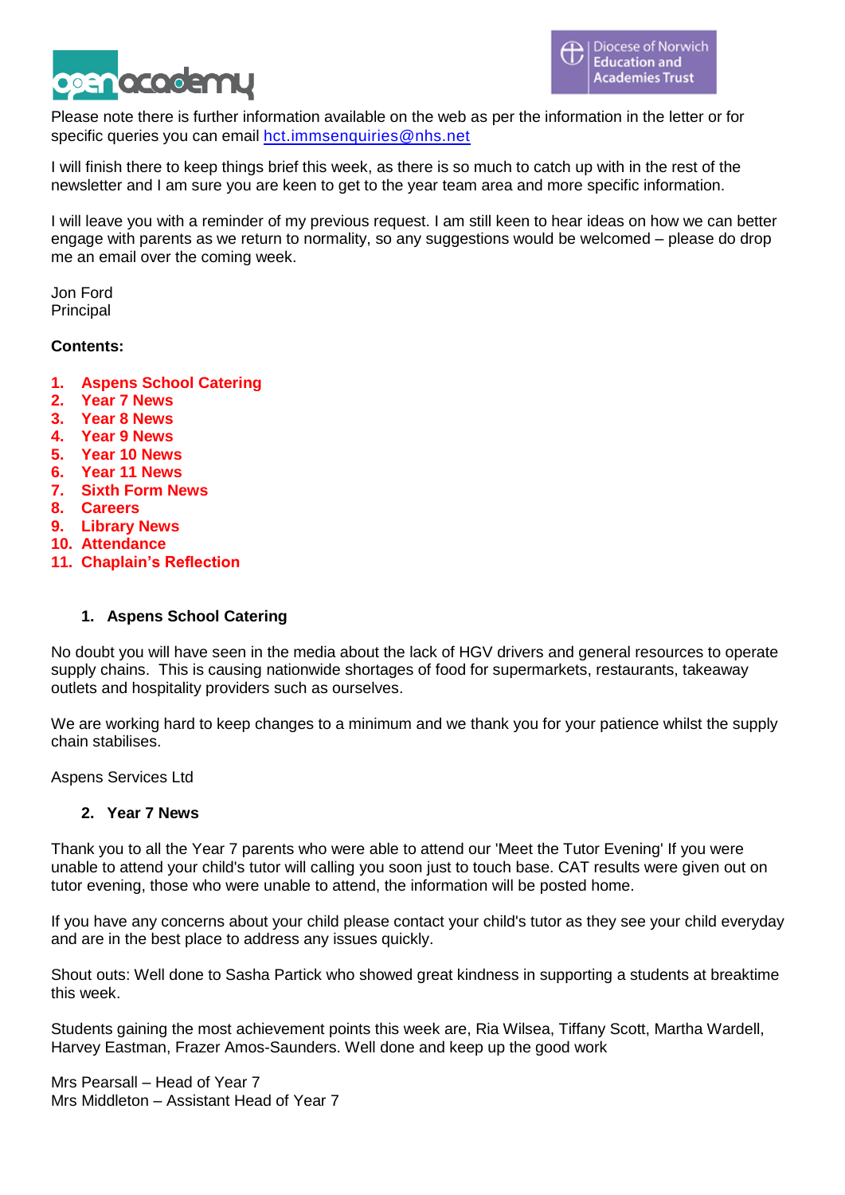Please note there is further information available on the web as per the information in the letter or for specific queries you can email hct.immsenquiries@nhs.net

I will finish there to keep things brief this week, as there is so much to catch up with in the rest of the newsletter and I am sure you are keen to get to the year team area and more specific information.

I will leave you with a reminder of my previous request. I am still keen to hear ideas on how we can better engage with parents as we return to normality, so any suggestions would be welcomed – please do drop me an email over the coming week.

Jon Ford
Principal

**Contents:**

1. **Aspens School Catering**
2. **Year 7 News**
3. **Year 8 News**
4. **Year 9 News**
5. **Year 10 News**
6. **Year 11 News**
7. **Sixth Form News**
8. **Careers**
9. **Library News**
10. **Attendance**
11. **Chaplain's Reflection**

## 1. Aspens School Catering

No doubt you will have seen in the media about the lack of HGV drivers and general resources to operate supply chains. This is causing nationwide shortages of food for supermarkets, restaurants, takeaway outlets and hospitality providers such as ourselves.

We are working hard to keep changes to a minimum and we thank you for your patience whilst the supply chain stabilises.

Aspens Services Ltd

## 2. Year 7 News

Thank you to all the Year 7 parents who were able to attend our 'Meet the Tutor Evening' If you were unable to attend your child's tutor will calling you soon just to touch base. CAT results were given out on tutor evening, those who were unable to attend, the information will be posted home.

If you have any concerns about your child please contact your child's tutor as they see your child everyday and are in the best place to address any issues quickly.

Shout outs: Well done to Sasha Partick who showed great kindness in supporting a students at breaktime this week.

Students gaining the most achievement points this week are, Ria Wilsea, Tiffany Scott, Martha Wardell, Harvey Eastman, Frazer Amos-Saunders. Well done and keep up the good work

Mrs Pearsall – Head of Year 7
Mrs Middleton – Assistant Head of Year 7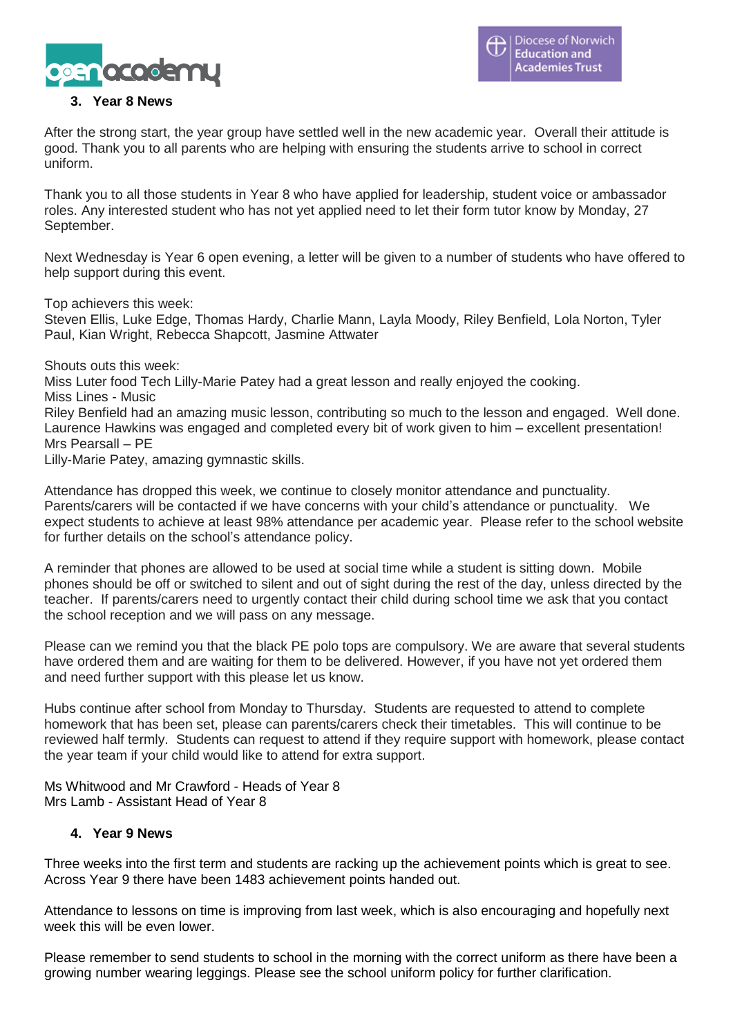## 3. Year 8 News

After the strong start, the year group have settled well in the new academic year. Overall their attitude is good. Thank you to all parents who are helping with ensuring the students arrive to school in correct uniform.

Thank you to all those students in Year 8 who have applied for leadership, student voice or ambassador roles. Any interested student who has not yet applied need to let their form tutor know by Monday, 27 September.

Next Wednesday is Year 6 open evening, a letter will be given to a number of students who have offered to help support during this event.

Top achievers this week:
Steven Ellis, Luke Edge, Thomas Hardy, Charlie Mann, Layla Moody, Riley Benfield, Lola Norton, Tyler Paul, Kian Wright, Rebecca Shapcott, Jasmine Attwater

Shouts outs this week:
Miss Luter food Tech Lilly-Marie Patey had a great lesson and really enjoyed the cooking.
Miss Lines - Music
Riley Benfield had an amazing music lesson, contributing so much to the lesson and engaged. Well done.
Laurence Hawkins was engaged and completed every bit of work given to him – excellent presentation!
Mrs Pearsall – PE
Lilly-Marie Patey, amazing gymnastic skills.

Attendance has dropped this week, we continue to closely monitor attendance and punctuality. Parents/carers will be contacted if we have concerns with your child's attendance or punctuality. We expect students to achieve at least 98% attendance per academic year. Please refer to the school website for further details on the school's attendance policy.

A reminder that phones are allowed to be used at social time while a student is sitting down. Mobile phones should be off or switched to silent and out of sight during the rest of the day, unless directed by the teacher. If parents/carers need to urgently contact their child during school time we ask that you contact the school reception and we will pass on any message.

Please can we remind you that the black PE polo tops are compulsory. We are aware that several students have ordered them and are waiting for them to be delivered. However, if you have not yet ordered them and need further support with this please let us know.

Hubs continue after school from Monday to Thursday. Students are requested to attend to complete homework that has been set, please can parents/carers check their timetables. This will continue to be reviewed half termly. Students can request to attend if they require support with homework, please contact the year team if your child would like to attend for extra support.

Ms Whitwood and Mr Crawford - Heads of Year 8
Mrs Lamb - Assistant Head of Year 8

## 4. Year 9 News

Three weeks into the first term and students are racking up the achievement points which is great to see. Across Year 9 there have been 1483 achievement points handed out.

Attendance to lessons on time is improving from last week, which is also encouraging and hopefully next week this will be even lower.

Please remember to send students to school in the morning with the correct uniform as there have been a growing number wearing leggings. Please see the school uniform policy for further clarification.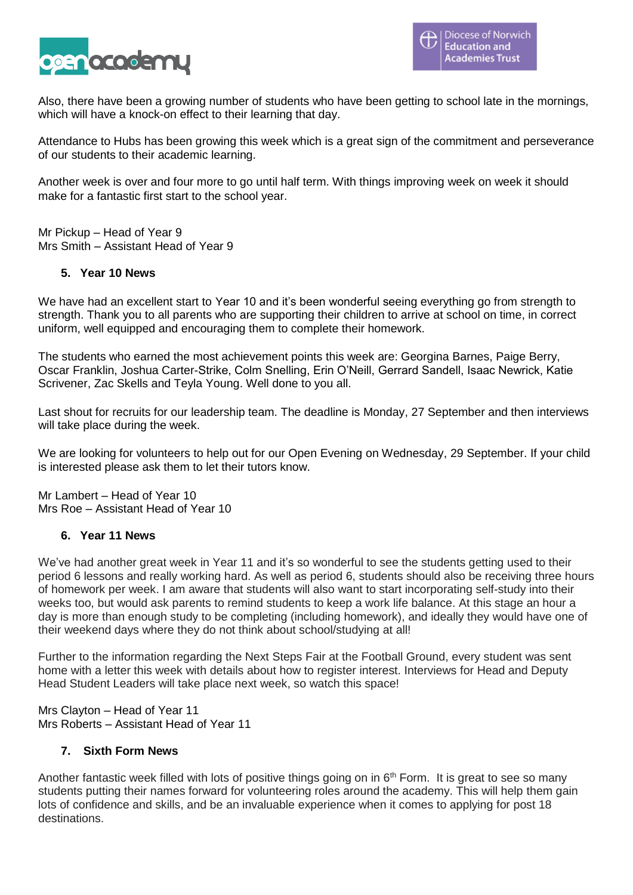Also, there have been a growing number of students who have been getting to school late in the mornings, which will have a knock-on effect to their learning that day.

Attendance to Hubs has been growing this week which is a great sign of the commitment and perseverance of our students to their academic learning.

Another week is over and four more to go until half term. With things improving week on week it should make for a fantastic first start to the school year.

Mr Pickup – Head of Year 9
Mrs Smith – Assistant Head of Year 9

## 5. Year 10 News

We have had an excellent start to Year 10 and it's been wonderful seeing everything go from strength to strength. Thank you to all parents who are supporting their children to arrive at school on time, in correct uniform, well equipped and encouraging them to complete their homework.

The students who earned the most achievement points this week are: Georgina Barnes, Paige Berry, Oscar Franklin, Joshua Carter-Strike, Colm Snelling, Erin O'Neill, Gerrard Sandell, Isaac Newrick, Katie Scrivener, Zac Skells and Teyla Young. Well done to you all.

Last shout for recruits for our leadership team. The deadline is Monday, 27 September and then interviews will take place during the week.

We are looking for volunteers to help out for our Open Evening on Wednesday, 29 September. If your child is interested please ask them to let their tutors know.

Mr Lambert – Head of Year 10
Mrs Roe – Assistant Head of Year 10

## 6. Year 11 News

We've had another great week in Year 11 and it's so wonderful to see the students getting used to their period 6 lessons and really working hard. As well as period 6, students should also be receiving three hours of homework per week. I am aware that students will also want to start incorporating self-study into their weeks too, but would ask parents to remind students to keep a work life balance. At this stage an hour a day is more than enough study to be completing (including homework), and ideally they would have one of their weekend days where they do not think about school/studying at all!

Further to the information regarding the Next Steps Fair at the Football Ground, every student was sent home with a letter this week with details about how to register interest. Interviews for Head and Deputy Head Student Leaders will take place next week, so watch this space!

Mrs Clayton – Head of Year 11
Mrs Roberts – Assistant Head of Year 11

## 7. Sixth Form News

Another fantastic week filled with lots of positive things going on in 6th Form. It is great to see so many students putting their names forward for volunteering roles around the academy. This will help them gain lots of confidence and skills, and be an invaluable experience when it comes to applying for post 18 destinations.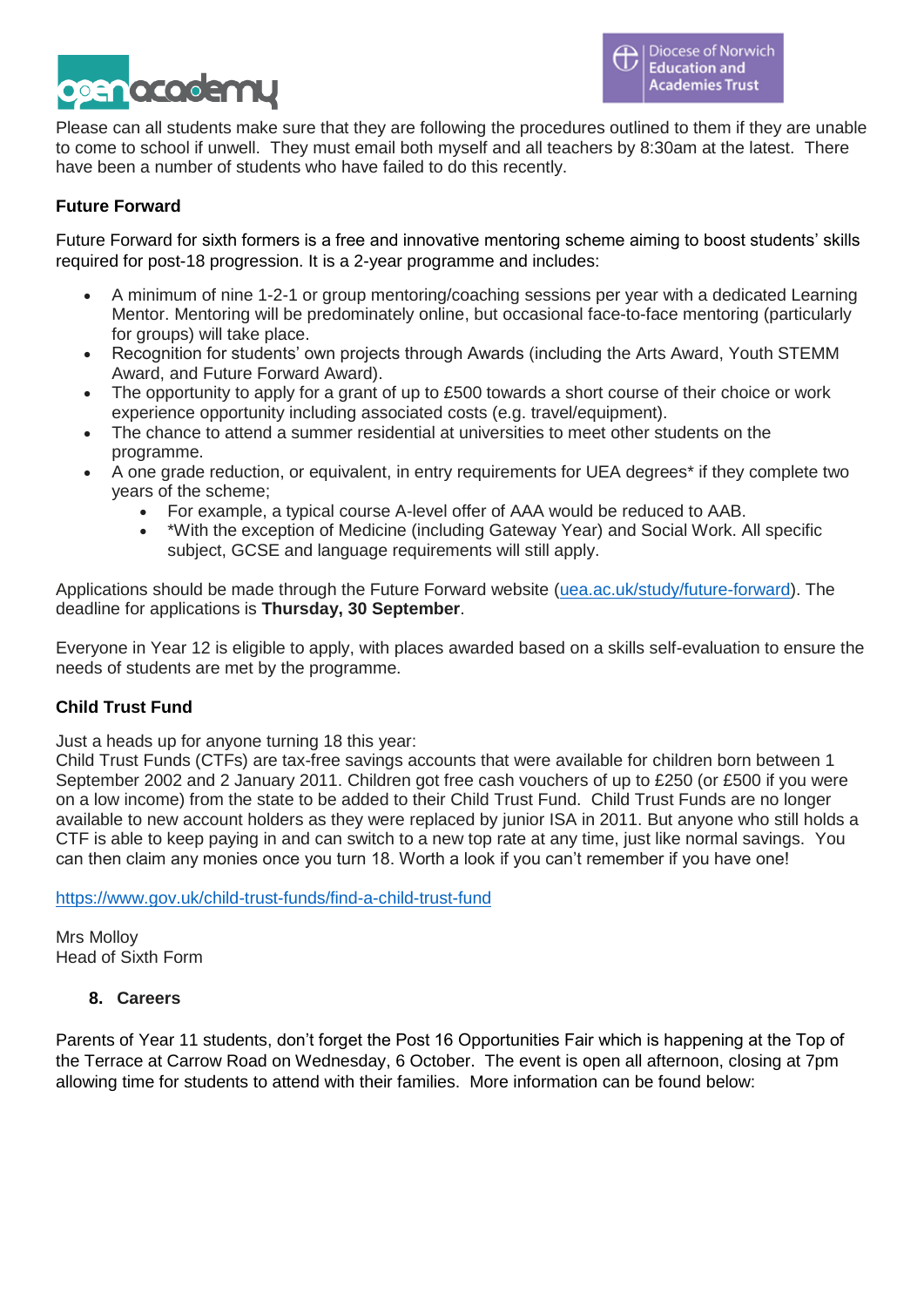Please can all students make sure that they are following the procedures outlined to them if they are unable to come to school if unwell. They must email both myself and all teachers by 8:30am at the latest. There have been a number of students who have failed to do this recently.

**Future Forward**

Future Forward for sixth formers is a free and innovative mentoring scheme aiming to boost students' skills required for post-18 progression. It is a 2-year programme and includes:

- A minimum of nine 1-2-1 or group mentoring/coaching sessions per year with a dedicated Learning Mentor. Mentoring will be predominately online, but occasional face-to-face mentoring (particularly for groups) will take place.
- Recognition for students' own projects through Awards (including the Arts Award, Youth STEMM Award, and Future Forward Award).
- The opportunity to apply for a grant of up to £500 towards a short course of their choice or work experience opportunity including associated costs (e.g. travel/equipment).
- The chance to attend a summer residential at universities to meet other students on the programme.
- A one grade reduction, or equivalent, in entry requirements for UEA degrees* if they complete two years of the scheme;
  - For example, a typical course A-level offer of AAA would be reduced to AAB.
  - *With the exception of Medicine (including Gateway Year) and Social Work. All specific subject, GCSE and language requirements will still apply.

Applications should be made through the Future Forward website (uea.ac.uk/study/future-forward). The deadline for applications is **Thursday, 30 September**.

Everyone in Year 12 is eligible to apply, with places awarded based on a skills self-evaluation to ensure the needs of students are met by the programme.

**Child Trust Fund**

Just a heads up for anyone turning 18 this year:
Child Trust Funds (CTFs) are tax-free savings accounts that were available for children born between 1 September 2002 and 2 January 2011. Children got free cash vouchers of up to £250 (or £500 if you were on a low income) from the state to be added to their Child Trust Fund. Child Trust Funds are no longer available to new account holders as they were replaced by junior ISA in 2011. But anyone who still holds a CTF is able to keep paying in and can switch to a new top rate at any time, just like normal savings. You can then claim any monies once you turn 18. Worth a look if you can't remember if you have one!

https://www.gov.uk/child-trust-funds/find-a-child-trust-fund

Mrs Molloy
Head of Sixth Form

## 8. Careers

Parents of Year 11 students, don't forget the Post 16 Opportunities Fair which is happening at the Top of the Terrace at Carrow Road on Wednesday, 6 October. The event is open all afternoon, closing at 7pm allowing time for students to attend with their families. More information can be found below: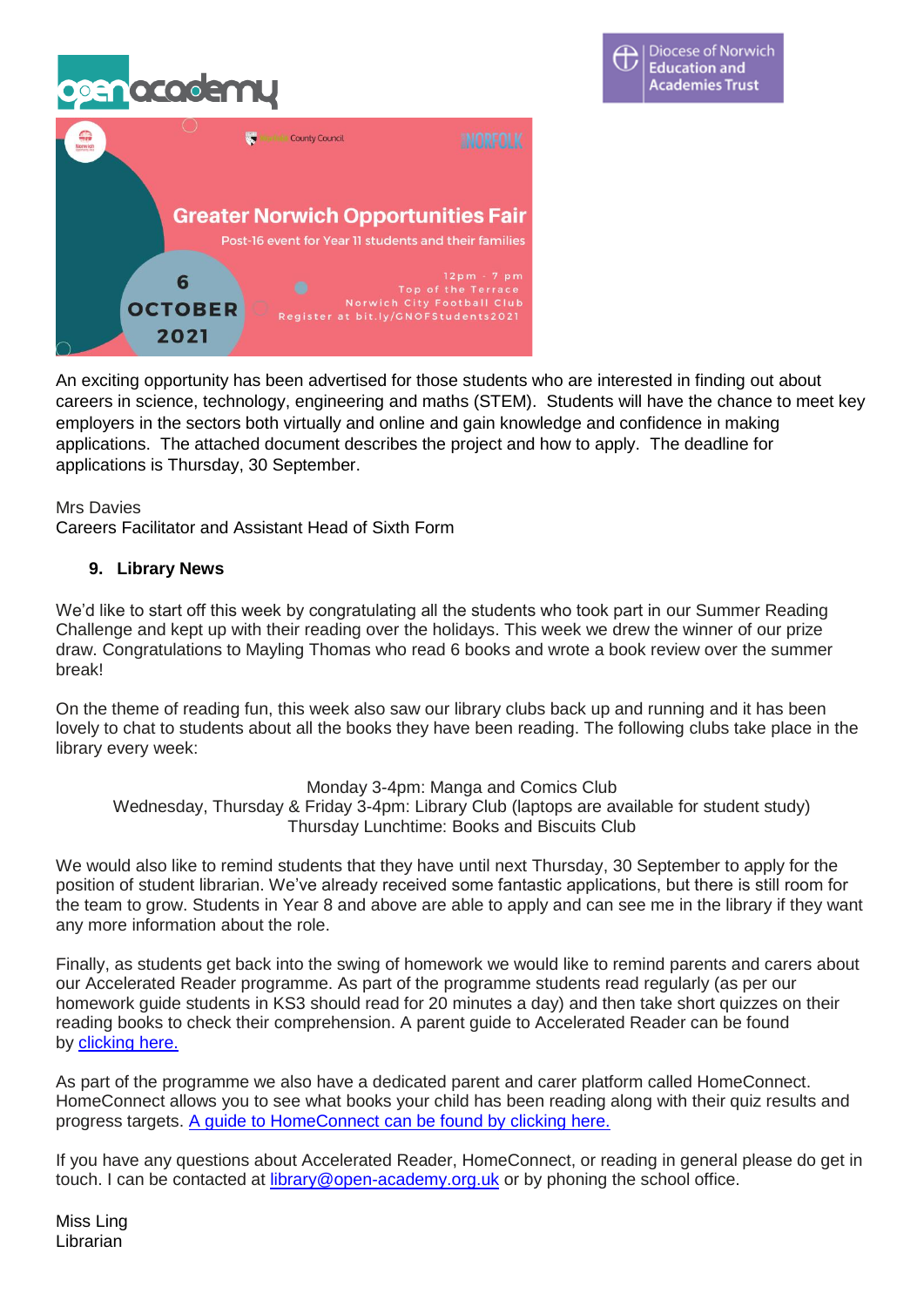Greater Norwich Opportunities Fair

Post-16 event for Year 11 students and their families

6 OCTOBER 2021

12pm - 7 pm
Top of the Terrace
Norwich City Football Club
Register at bit.ly/GNOFStudents2021

An exciting opportunity has been advertised for those students who are interested in finding out about careers in science, technology, engineering and maths (STEM). Students will have the chance to meet key employers in the sectors both virtually and online and gain knowledge and confidence in making applications. The attached document describes the project and how to apply. The deadline for applications is Thursday, 30 September.

Mrs Davies
Careers Facilitator and Assistant Head of Sixth Form

9. **Library News**

We'd like to start off this week by congratulating all the students who took part in our Summer Reading Challenge and kept up with their reading over the holidays. This week we drew the winner of our prize draw. Congratulations to Mayling Thomas who read 6 books and wrote a book review over the summer break!

On the theme of reading fun, this week also saw our library clubs back up and running and it has been lovely to chat to students about all the books they have been reading. The following clubs take place in the library every week:

Monday 3-4pm: Manga and Comics Club
Wednesday, Thursday & Friday 3-4pm: Library Club (laptops are available for student study)
Thursday Lunchtime: Books and Biscuits Club

We would also like to remind students that they have until next Thursday, 30 September to apply for the position of student librarian. We've already received some fantastic applications, but there is still room for the team to grow. Students in Year 8 and above are able to apply and can see me in the library if they want any more information about the role.

Finally, as students get back into the swing of homework we would like to remind parents and carers about our Accelerated Reader programme. As part of the programme students read regularly (as per our homework guide students in KS3 should read for 20 minutes a day) and then take short quizzes on their reading books to check their comprehension. A parent guide to Accelerated Reader can be found by clicking here.

As part of the programme we also have a dedicated parent and carer platform called HomeConnect. HomeConnect allows you to see what books your child has been reading along with their quiz results and progress targets. A guide to HomeConnect can be found by clicking here.

If you have any questions about Accelerated Reader, HomeConnect, or reading in general please do get in touch. I can be contacted at library@open-academy.org.uk or by phoning the school office.

Miss Ling
Librarian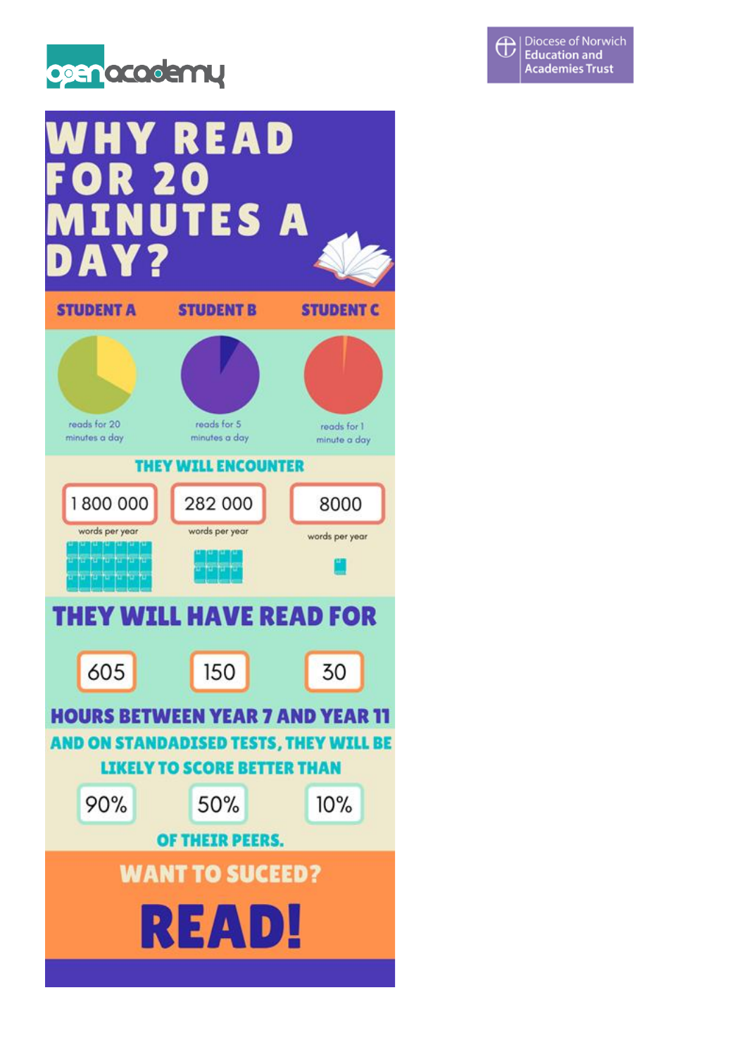# WHY READ FOR 20 MINUTES A DAY?

| STUDENT A | STUDENT B | STUDENT C |
|---|---|---|
| reads for 20 minutes a day | reads for 5 minutes a day | reads for 1 minute a day |

**THEY WILL ENCOUNTER**

| STUDENT A | STUDENT B | STUDENT C |
|---|---|---|
| 1 800 000 words per year | 282 000 words per year | 8000 words per year |

**THEY WILL HAVE READ FOR**

| STUDENT A | STUDENT B | STUDENT C |
|---|---|---|
| 605 | 150 | 30 |

**HOURS BETWEEN YEAR 7 AND YEAR 11**

**AND ON STANDADISED TESTS, THEY WILL BE LIKELY TO SCORE BETTER THAN**

| STUDENT A | STUDENT B | STUDENT C |
|---|---|---|
| 90% | 50% | 10% |

**OF THEIR PEERS.**

**WANT TO SUCEED?**

# READ!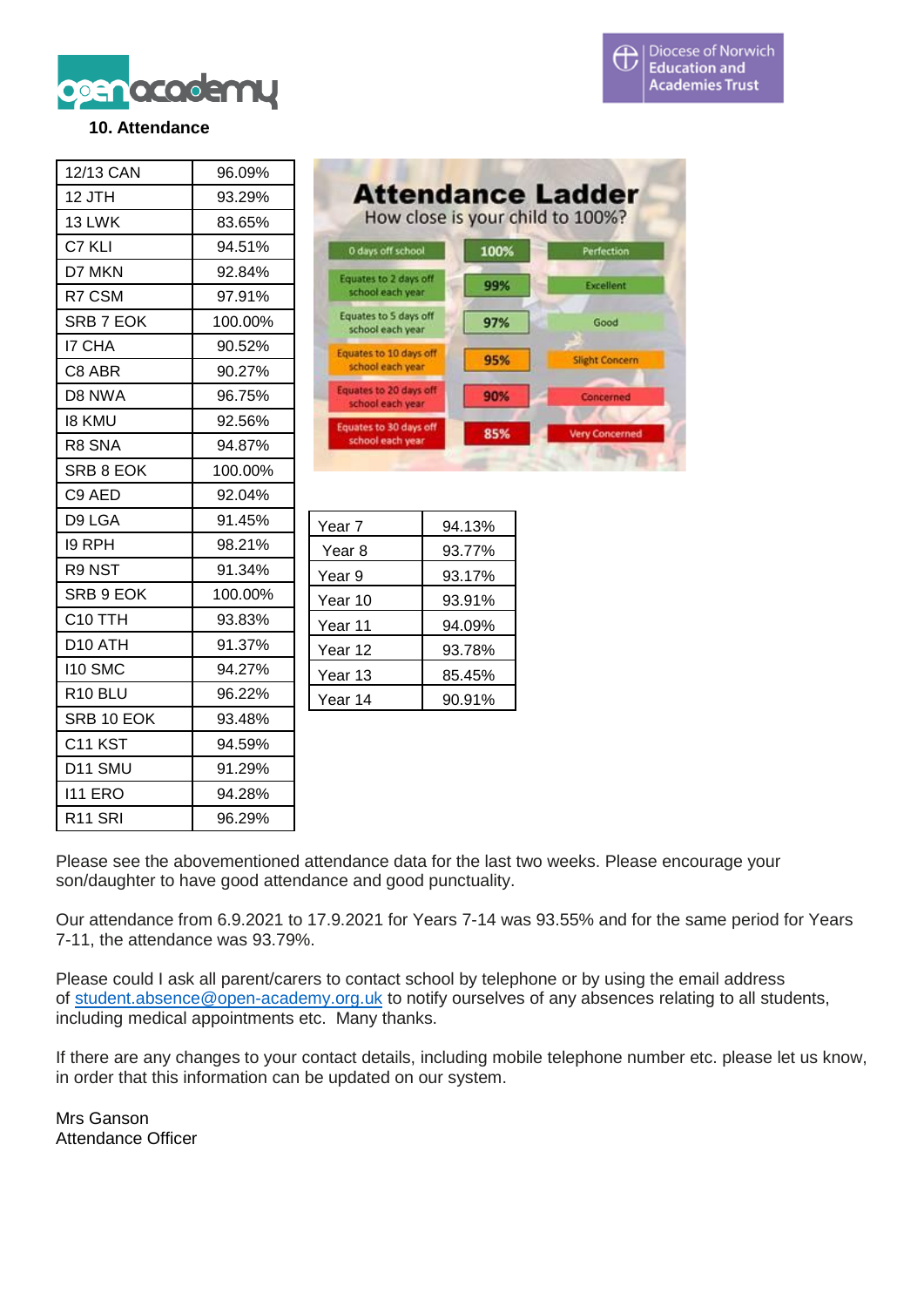## 10. Attendance

| 12/13 CAN | 96.09% |
|---|---|
| 12 JTH | 93.29% |
| 13 LWK | 83.65% |
| C7 KLI | 94.51% |
| D7 MKN | 92.84% |
| R7 CSM | 97.91% |
| SRB 7 EOK | 100.00% |
| I7 CHA | 90.52% |
| C8 ABR | 90.27% |
| D8 NWA | 96.75% |
| I8 KMU | 92.56% |
| R8 SNA | 94.87% |
| SRB 8 EOK | 100.00% |
| C9 AED | 92.04% |
| D9 LGA | 91.45% |
| I9 RPH | 98.21% |
| R9 NST | 91.34% |
| SRB 9 EOK | 100.00% |
| C10 TTH | 93.83% |
| D10 ATH | 91.37% |
| I10 SMC | 94.27% |
| R10 BLU | 96.22% |
| SRB 10 EOK | 93.48% |
| C11 KST | 94.59% |
| D11 SMU | 91.29% |
| I11 ERO | 94.28% |
| R11 SRI | 96.29% |

**Attendance Ladder**
How close is your child to 100%?

| 0 days off school | 100% | Perfection |
|---|---|---|
| Equates to 2 days off school each year | 99% | Excellent |
| Equates to 5 days off school each year | 97% | Good |
| Equates to 10 days off school each year | 95% | Slight Concern |
| Equates to 20 days off school each year | 90% | Concerned |
| Equates to 30 days off school each year | 85% | Very Concerned |

| Year 7 | 94.13% |
|---|---|
| Year 8 | 93.77% |
| Year 9 | 93.17% |
| Year 10 | 93.91% |
| Year 11 | 94.09% |
| Year 12 | 93.78% |
| Year 13 | 85.45% |
| Year 14 | 90.91% |

Please see the abovementioned attendance data for the last two weeks. Please encourage your son/daughter to have good attendance and good punctuality.

Our attendance from 6.9.2021 to 17.9.2021 for Years 7-14 was 93.55% and for the same period for Years 7-11, the attendance was 93.79%.

Please could I ask all parent/carers to contact school by telephone or by using the email address of student.absence@open-academy.org.uk to notify ourselves of any absences relating to all students, including medical appointments etc. Many thanks.

If there are any changes to your contact details, including mobile telephone number etc. please let us know, in order that this information can be updated on our system.

Mrs Ganson
Attendance Officer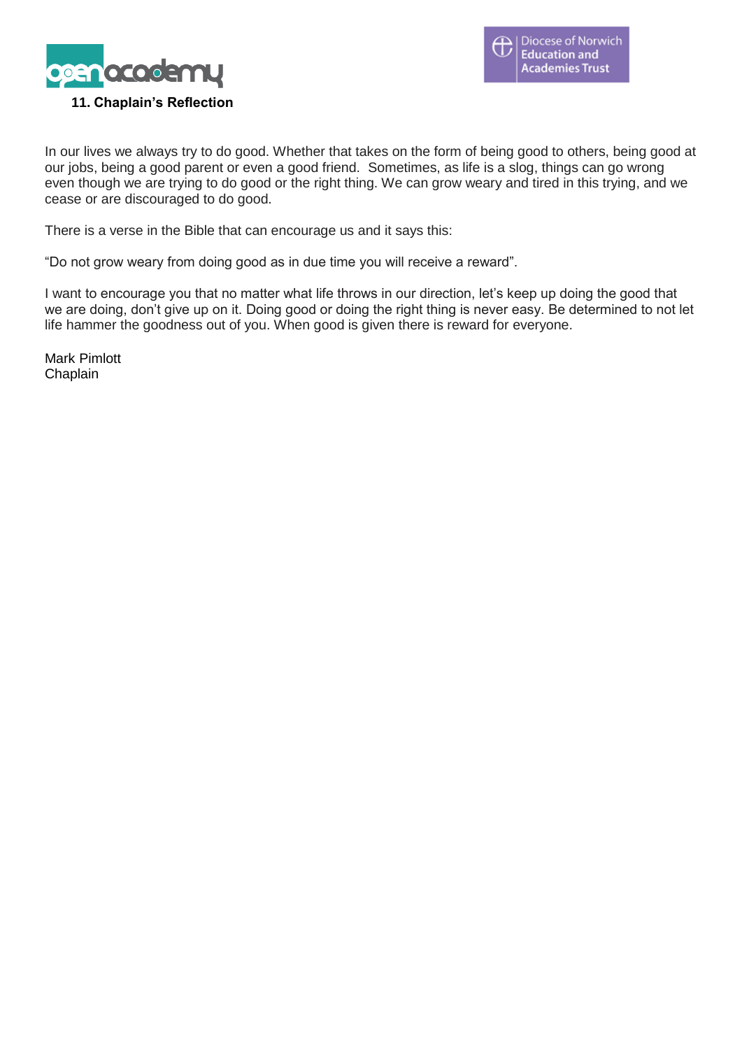## 11. Chaplain's Reflection

In our lives we always try to do good. Whether that takes on the form of being good to others, being good at our jobs, being a good parent or even a good friend. Sometimes, as life is a slog, things can go wrong even though we are trying to do good or the right thing. We can grow weary and tired in this trying, and we cease or are discouraged to do good.

There is a verse in the Bible that can encourage us and it says this:

"Do not grow weary from doing good as in due time you will receive a reward".

I want to encourage you that no matter what life throws in our direction, let's keep up doing the good that we are doing, don't give up on it. Doing good or doing the right thing is never easy. Be determined to not let life hammer the goodness out of you. When good is given there is reward for everyone.

Mark Pimlott
Chaplain